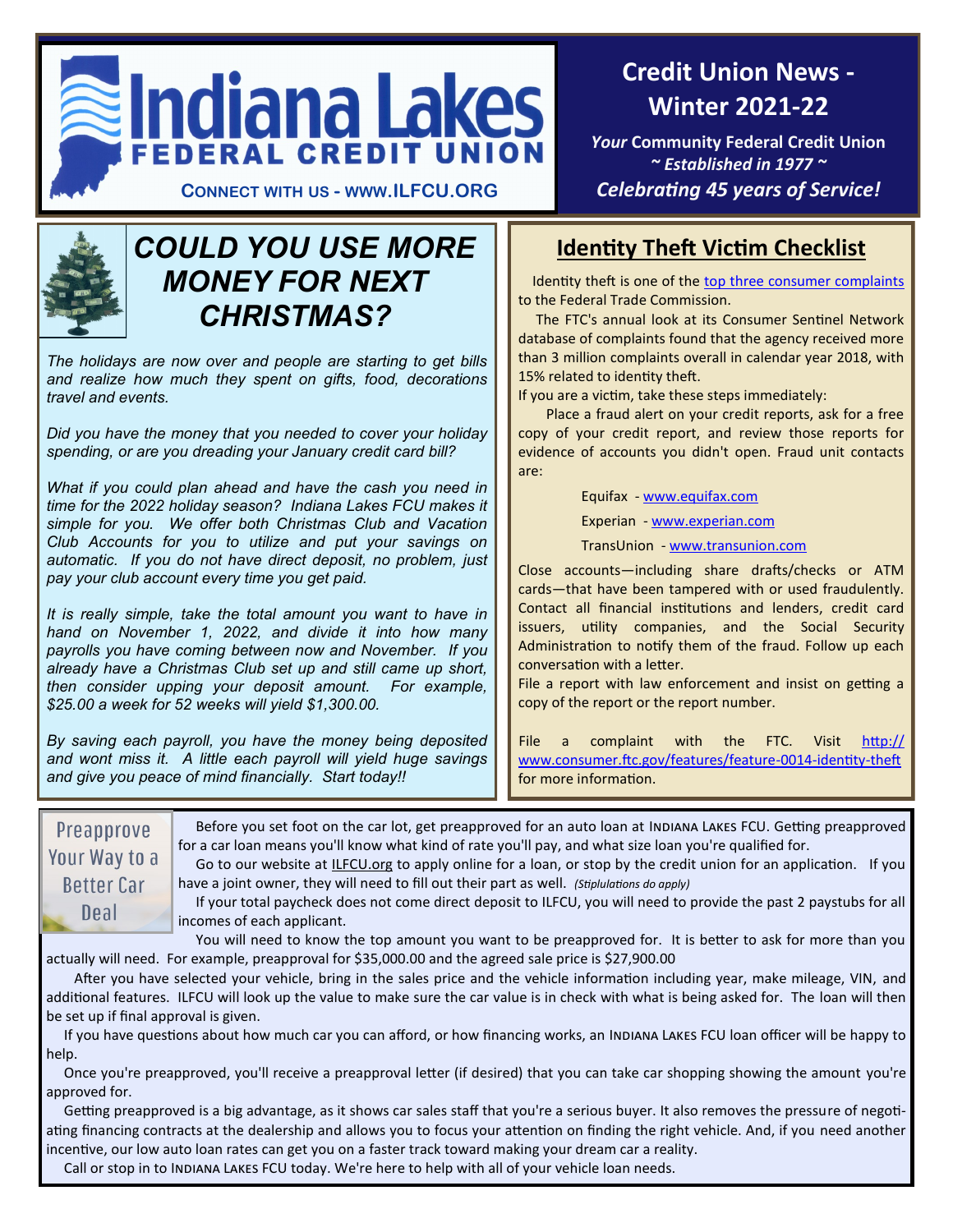# Indiana Lakes Federal Credit Union

CONNECT WITH US - WWW.ILFCU.ORG

## Credit Union News - Winter 2021-22

***Your* Community Federal Credit Union**

***~ Established in 1977 ~***

***Celebrating 45 years of Service!***

## *COULD YOU USE MORE MONEY FOR NEXT CHRISTMAS?*

*The holidays are now over and people are starting to get bills and realize how much they spent on gifts, food, decorations travel and events.*

*Did you have the money that you needed to cover your holiday spending, or are you dreading your January credit card bill?*

*What if you could plan ahead and have the cash you need in time for the 2022 holiday season? Indiana Lakes FCU makes it simple for you. We offer both Christmas Club and Vacation Club Accounts for you to utilize and put your savings on automatic. If you do not have direct deposit, no problem, just pay your club account every time you get paid.*

*It is really simple, take the total amount you want to have in hand on November 1, 2022, and divide it into how many payrolls you have coming between now and November. If you already have a Christmas Club set up and still came up short, then consider upping your deposit amount. For example, $25.00 a week for 52 weeks will yield $1,300.00.*

*By saving each payroll, you have the money being deposited and wont miss it. A little each payroll will yield huge savings and give you peace of mind financially. Start today!!*

## Identity Theft Victim Checklist

Identity theft is one of the top three consumer complaints to the Federal Trade Commission.

The FTC's annual look at its Consumer Sentinel Network database of complaints found that the agency received more than 3 million complaints overall in calendar year 2018, with 15% related to identity theft.

If you are a victim, take these steps immediately:

Place a fraud alert on your credit reports, ask for a free copy of your credit report, and review those reports for evidence of accounts you didn't open. Fraud unit contacts are:

- Equifax - www.equifax.com
- Experian - www.experian.com
- TransUnion - www.transunion.com

Close accounts—including share drafts/checks or ATM cards—that have been tampered with or used fraudulently. Contact all financial institutions and lenders, credit card issuers, utility companies, and the Social Security Administration to notify them of the fraud. Follow up each conversation with a letter.

File a report with law enforcement and insist on getting a copy of the report or the report number.

File a complaint with the FTC. Visit http://www.consumer.ftc.gov/features/feature-0014-identity-theft for more information.

## Preapprove Your Way to a Better Car Deal

Before you set foot on the car lot, get preapproved for an auto loan at INDIANA LAKES FCU. Getting preapproved for a car loan means you'll know what kind of rate you'll pay, and what size loan you're qualified for.

Go to our website at ILFCU.org to apply online for a loan, or stop by the credit union for an application. If you have a joint owner, they will need to fill out their part as well. *(Stiplulations do apply)*

If your total paycheck does not come direct deposit to ILFCU, you will need to provide the past 2 paystubs for all incomes of each applicant.

You will need to know the top amount you want to be preapproved for. It is better to ask for more than you actually will need. For example, preapproval for $35,000.00 and the agreed sale price is $27,900.00

After you have selected your vehicle, bring in the sales price and the vehicle information including year, make mileage, VIN, and additional features. ILFCU will look up the value to make sure the car value is in check with what is being asked for. The loan will then be set up if final approval is given.

If you have questions about how much car you can afford, or how financing works, an INDIANA LAKES FCU loan officer will be happy to help.

Once you're preapproved, you'll receive a preapproval letter (if desired) that you can take car shopping showing the amount you're approved for.

Getting preapproved is a big advantage, as it shows car sales staff that you're a serious buyer. It also removes the pressure of negotiating financing contracts at the dealership and allows you to focus your attention on finding the right vehicle. And, if you need another incentive, our low auto loan rates can get you on a faster track toward making your dream car a reality.

Call or stop in to INDIANA LAKES FCU today. We're here to help with all of your vehicle loan needs.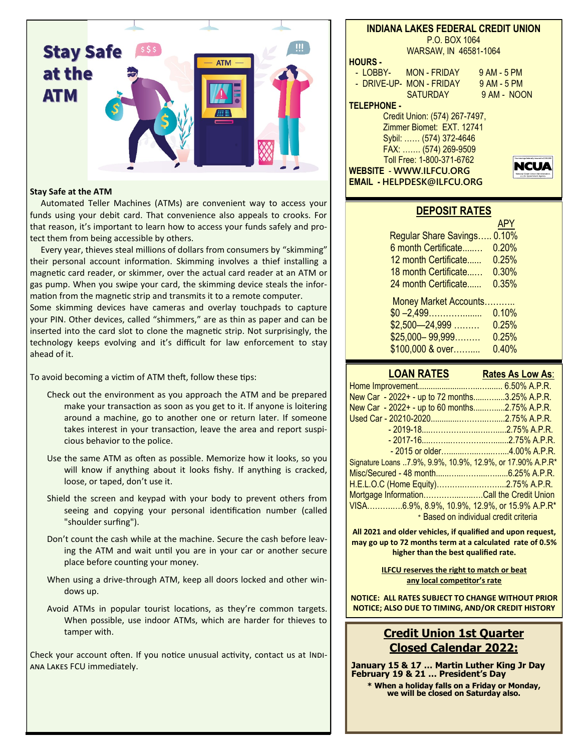## Stay Safe at the ATM

Automated Teller Machines (ATMs) are convenient way to access your funds using your debit card. That convenience also appeals to crooks. For that reason, it's important to learn how to access your funds safely and protect them from being accessible by others.

Every year, thieves steal millions of dollars from consumers by "skimming" their personal account information. Skimming involves a thief installing a magnetic card reader, or skimmer, over the actual card reader at an ATM or gas pump. When you swipe your card, the skimming device steals the information from the magnetic strip and transmits it to a remote computer. Some skimming devices have cameras and overlay touchpads to capture your PIN. Other devices, called "shimmers," are as thin as paper and can be inserted into the card slot to clone the magnetic strip. Not surprisingly, the technology keeps evolving and it's difficult for law enforcement to stay ahead of it.

To avoid becoming a victim of ATM theft, follow these tips:

- Check out the environment as you approach the ATM and be prepared make your transaction as soon as you get to it. If anyone is loitering around a machine, go to another one or return later. If someone takes interest in your transaction, leave the area and report suspicious behavior to the police.
- Use the same ATM as often as possible. Memorize how it looks, so you will know if anything about it looks fishy. If anything is cracked, loose, or taped, don't use it.
- Shield the screen and keypad with your body to prevent others from seeing and copying your personal identification number (called "shoulder surfing").
- Don't count the cash while at the machine. Secure the cash before leaving the ATM and wait until you are in your car or another secure place before counting your money.
- When using a drive-through ATM, keep all doors locked and other windows up.
- Avoid ATMs in popular tourist locations, as they're common targets. When possible, use indoor ATMs, which are harder for thieves to tamper with.

Check your account often. If you notice unusual activity, contact us at INDIANA LAKES FCU immediately.

## INDIANA LAKES FEDERAL CREDIT UNION

P.O. BOX 1064
WARSAW, IN 46581-1064

**HOURS -**

- LOBBY- MON - FRIDAY 9 AM - 5 PM
- DRIVE-UP- MON - FRIDAY 9 AM - 5 PM
  SATURDAY 9 AM - NOON

**TELEPHONE -**

Credit Union: (574) 267-7497,
Zimmer Biomet: EXT. 12741
Sybil: ...... (574) 372-4646
FAX: ....... (574) 269-9509
Toll Free: 1-800-371-6762

**WEBSITE - WWW.ILFCU.ORG**
**EMAIL - HELPDESK@ILFCU.ORG**

## DEPOSIT RATES

| | APY |
|---|---|
| Regular Share Savings..... | 0.10% |
| 6 month Certificate........ | 0.20% |
| 12 month Certificate...... | 0.25% |
| 18 month Certificate...... | 0.30% |
| 24 month Certificate...... | 0.35% |
| Money Market Accounts.......... | |
| $0 –2,499.................. | 0.10% |
| $2,500—24,999 ......... | 0.25% |
| $25,000– 99,999......... | 0.25% |
| $100,000 & over.......... | 0.40% |

## LOAN RATES

| | Rates As Low As: |
|---|---|
| Home Improvement.................................. | 6.50% A.P.R. |
| New Car - 2022+ - up to 72 months............. | 3.25% A.P.R. |
| New Car - 2022+ - up to 60 months............. | 2.75% A.P.R. |
| Used Car - 20210-2020.............................. | 2.75% A.P.R. |
| - 2019-18.................................... | 2.75% A.P.R. |
| - 2017-16.................................... | 2.75% A.P.R. |
| - 2015 or older............................ | 4.00% A.P.R. |
| Signature Loans ..7.9%, 9.9%, 10.9%, 12.9%, or 17.90% A.P.R* | |
| Misc/Secured - 48 month................................ | 6.25% A.P.R. |
| H.E.L.O.C (Home Equity).............................. | 2.75% A.P.R. |
| Mortgage Information............................ | Call the Credit Union |
| VISA.............6.9%, 8.9%, 10.9%, 12.9%, or 15.9% A.P.R* | |

* Based on individual credit criteria

**All 2021 and older vehicles, if qualified and upon request, may go up to 72 months term at a calculated rate of 0.5% higher than the best qualified rate.**

**ILFCU reserves the right to match or beat any local competitor's rate**

**NOTICE: ALL RATES SUBJECT TO CHANGE WITHOUT PRIOR NOTICE; ALSO DUE TO TIMING, AND/OR CREDIT HISTORY**

## Credit Union 1st Quarter Closed Calendar 2022:

**January 15 & 17 … Martin Luther King Jr Day**
**February 19 & 21 … President's Day**

**\* When a holiday falls on a Friday or Monday, we will be closed on Saturday also.**